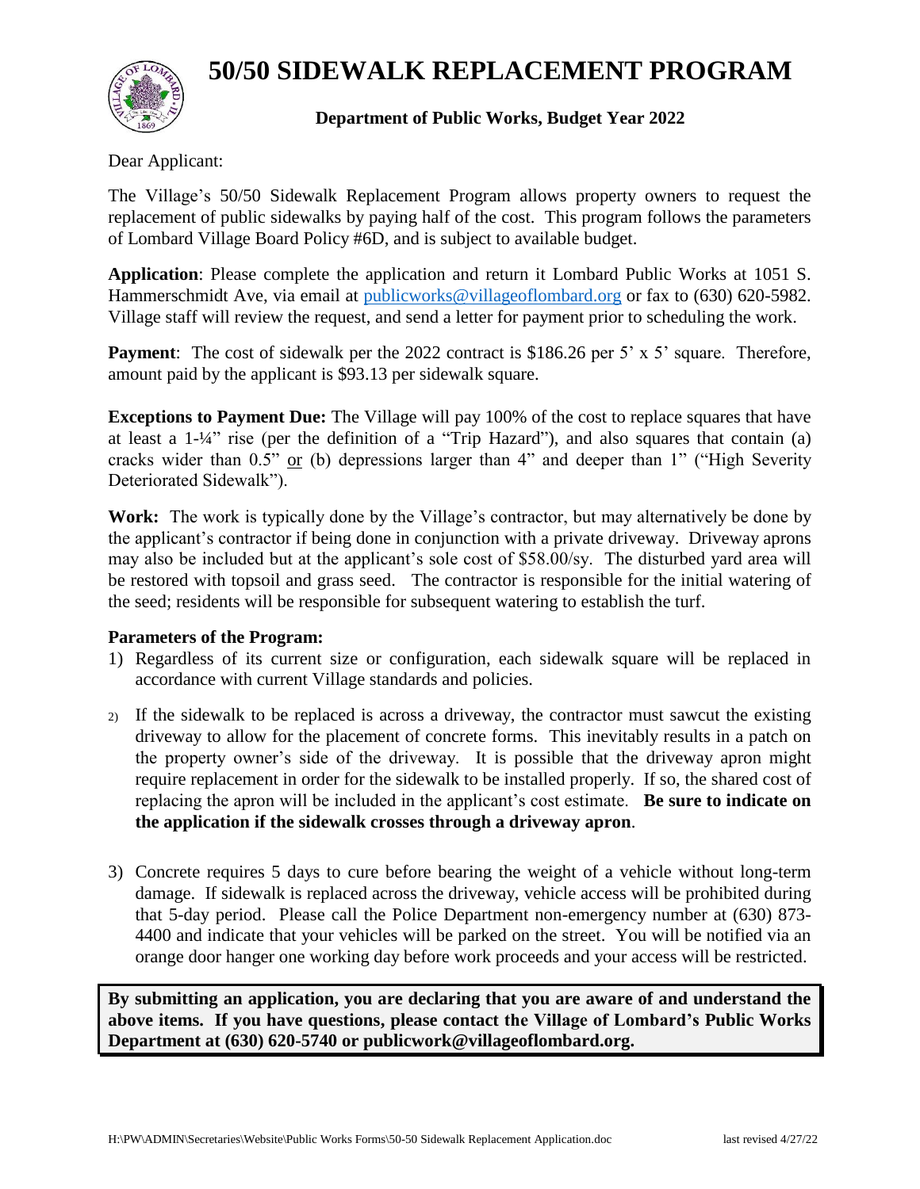# 50/50 SIDEWALK REPLACEMENT PROGRAM

**Department of Public Works, Budget Year 2022**

Dear Applicant:

The Village's 50/50 Sidewalk Replacement Program allows property owners to request the replacement of public sidewalks by paying half of the cost. This program follows the parameters of Lombard Village Board Policy #6D, and is subject to available budget.

**Application**: Please complete the application and return it Lombard Public Works at 1051 S. Hammerschmidt Ave, via email at publicworks@villageoflombard.org or fax to (630) 620-5982. Village staff will review the request, and send a letter for payment prior to scheduling the work.

**Payment**: The cost of sidewalk per the 2022 contract is $186.26 per 5' x 5' square. Therefore, amount paid by the applicant is $93.13 per sidewalk square.

**Exceptions to Payment Due:** The Village will pay 100% of the cost to replace squares that have at least a 1-¼" rise (per the definition of a "Trip Hazard"), and also squares that contain (a) cracks wider than 0.5" or (b) depressions larger than 4" and deeper than 1" ("High Severity Deteriorated Sidewalk").

**Work:** The work is typically done by the Village's contractor, but may alternatively be done by the applicant's contractor if being done in conjunction with a private driveway. Driveway aprons may also be included but at the applicant's sole cost of $58.00/sy. The disturbed yard area will be restored with topsoil and grass seed. The contractor is responsible for the initial watering of the seed; residents will be responsible for subsequent watering to establish the turf.

**Parameters of the Program:**

1) Regardless of its current size or configuration, each sidewalk square will be replaced in accordance with current Village standards and policies.

2) If the sidewalk to be replaced is across a driveway, the contractor must sawcut the existing driveway to allow for the placement of concrete forms. This inevitably results in a patch on the property owner's side of the driveway. It is possible that the driveway apron might require replacement in order for the sidewalk to be installed properly. If so, the shared cost of replacing the apron will be included in the applicant's cost estimate. **Be sure to indicate on the application if the sidewalk crosses through a driveway apron**.

3) Concrete requires 5 days to cure before bearing the weight of a vehicle without long-term damage. If sidewalk is replaced across the driveway, vehicle access will be prohibited during that 5-day period. Please call the Police Department non-emergency number at (630) 873-4400 and indicate that your vehicles will be parked on the street. You will be notified via an orange door hanger one working day before work proceeds and your access will be restricted.

**By submitting an application, you are declaring that you are aware of and understand the above items. If you have questions, please contact the Village of Lombard's Public Works Department at (630) 620-5740 or publicwork@villageoflombard.org.**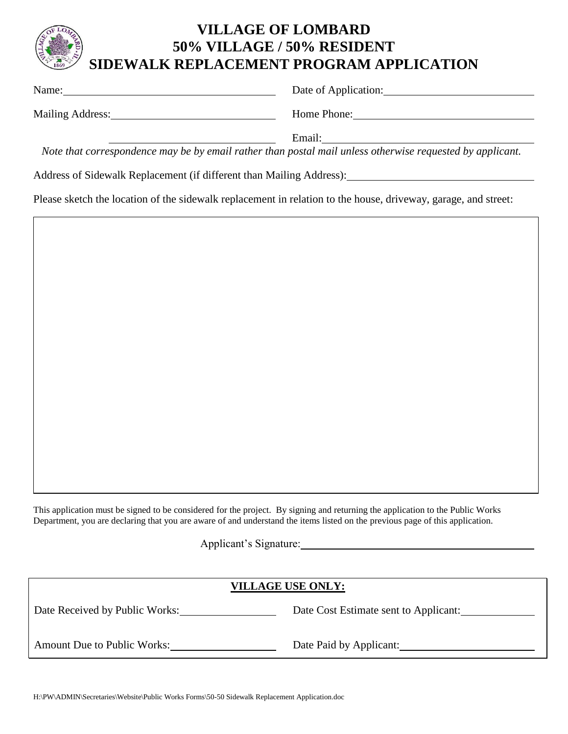# VILLAGE OF LOMBARD
# 50% VILLAGE / 50% RESIDENT
# SIDEWALK REPLACEMENT PROGRAM APPLICATION

Name: ______________________________ Date of Application: ______________________________

Mailing Address: ______________________________ Home Phone: ______________________________

______________________________ Email: ______________________________

*Note that correspondence may be by email rather than postal mail unless otherwise requested by applicant.*

Address of Sidewalk Replacement (if different than Mailing Address): ______________________________

Please sketch the location of the sidewalk replacement in relation to the house, driveway, garage, and street:

This application must be signed to be considered for the project. By signing and returning the application to the Public Works Department, you are declaring that you are aware of and understand the items listed on the previous page of this application.

Applicant's Signature: ______________________________

**VILLAGE USE ONLY:**

Date Received by Public Works: ______________ Date Cost Estimate sent to Applicant: ______________

Amount Due to Public Works: ______________ Date Paid by Applicant: ______________

H:\PW\ADMIN\Secretaries\Website\Public Works Forms\50-50 Sidewalk Replacement Application.doc